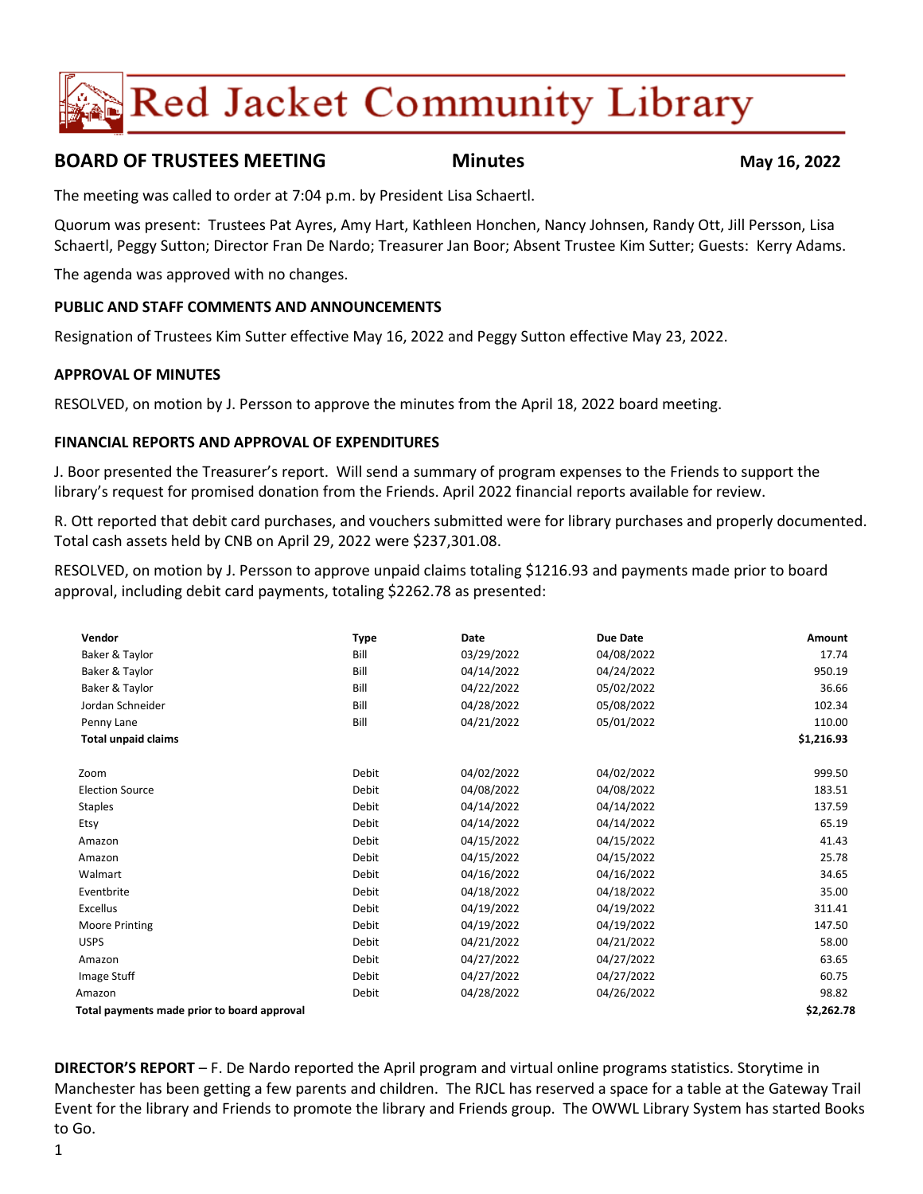# Red Jacket Community Library

## BOARD OF TRUSTEES MEETING — Minutes — May 16, 2022

The meeting was called to order at 7:04 p.m. by President Lisa Schaertl.

Quorum was present: Trustees Pat Ayres, Amy Hart, Kathleen Honchen, Nancy Johnsen, Randy Ott, Jill Persson, Lisa Schaertl, Peggy Sutton; Director Fran De Nardo; Treasurer Jan Boor; Absent Trustee Kim Sutter; Guests: Kerry Adams.

The agenda was approved with no changes.

### PUBLIC AND STAFF COMMENTS AND ANNOUNCEMENTS

Resignation of Trustees Kim Sutter effective May 16, 2022 and Peggy Sutton effective May 23, 2022.

### APPROVAL OF MINUTES

RESOLVED, on motion by J. Persson to approve the minutes from the April 18, 2022 board meeting.

### FINANCIAL REPORTS AND APPROVAL OF EXPENDITURES

J. Boor presented the Treasurer's report. Will send a summary of program expenses to the Friends to support the library's request for promised donation from the Friends. April 2022 financial reports available for review.

R. Ott reported that debit card purchases, and vouchers submitted were for library purchases and properly documented. Total cash assets held by CNB on April 29, 2022 were $237,301.08.

RESOLVED, on motion by J. Persson to approve unpaid claims totaling $1216.93 and payments made prior to board approval, including debit card payments, totaling $2262.78 as presented:

| Vendor | Type | Date | Due Date | Amount |
|---|---|---|---|---|
| Baker & Taylor | Bill | 03/29/2022 | 04/08/2022 | 17.74 |
| Baker & Taylor | Bill | 04/14/2022 | 04/24/2022 | 950.19 |
| Baker & Taylor | Bill | 04/22/2022 | 05/02/2022 | 36.66 |
| Jordan Schneider | Bill | 04/28/2022 | 05/08/2022 | 102.34 |
| Penny Lane | Bill | 04/21/2022 | 05/01/2022 | 110.00 |
| **Total unpaid claims** | | | | **$1,216.93** |
| Zoom | Debit | 04/02/2022 | 04/02/2022 | 999.50 |
| Election Source | Debit | 04/08/2022 | 04/08/2022 | 183.51 |
| Staples | Debit | 04/14/2022 | 04/14/2022 | 137.59 |
| Etsy | Debit | 04/14/2022 | 04/14/2022 | 65.19 |
| Amazon | Debit | 04/15/2022 | 04/15/2022 | 41.43 |
| Amazon | Debit | 04/15/2022 | 04/15/2022 | 25.78 |
| Walmart | Debit | 04/16/2022 | 04/16/2022 | 34.65 |
| Eventbrite | Debit | 04/18/2022 | 04/18/2022 | 35.00 |
| Excellus | Debit | 04/19/2022 | 04/19/2022 | 311.41 |
| Moore Printing | Debit | 04/19/2022 | 04/19/2022 | 147.50 |
| USPS | Debit | 04/21/2022 | 04/21/2022 | 58.00 |
| Amazon | Debit | 04/27/2022 | 04/27/2022 | 63.65 |
| Image Stuff | Debit | 04/27/2022 | 04/27/2022 | 60.75 |
| Amazon | Debit | 04/28/2022 | 04/26/2022 | 98.82 |
| **Total payments made prior to board approval** | | | | **$2,262.78** |

**DIRECTOR'S REPORT** – F. De Nardo reported the April program and virtual online programs statistics. Storytime in Manchester has been getting a few parents and children. The RJCL has reserved a space for a table at the Gateway Trail Event for the library and Friends to promote the library and Friends group. The OWWL Library System has started Books to Go.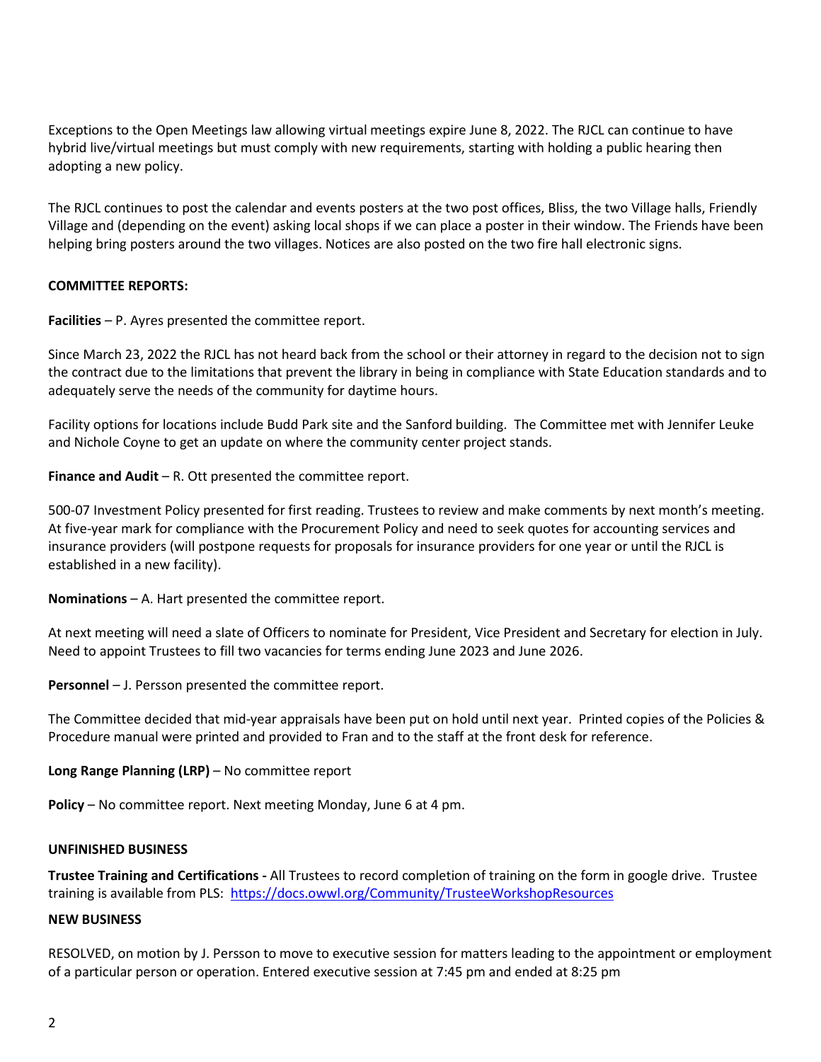Exceptions to the Open Meetings law allowing virtual meetings expire June 8, 2022. The RJCL can continue to have hybrid live/virtual meetings but must comply with new requirements, starting with holding a public hearing then adopting a new policy.

The RJCL continues to post the calendar and events posters at the two post offices, Bliss, the two Village halls, Friendly Village and (depending on the event) asking local shops if we can place a poster in their window. The Friends have been helping bring posters around the two villages. Notices are also posted on the two fire hall electronic signs.

**COMMITTEE REPORTS:**

**Facilities** – P. Ayres presented the committee report.

Since March 23, 2022 the RJCL has not heard back from the school or their attorney in regard to the decision not to sign the contract due to the limitations that prevent the library in being in compliance with State Education standards and to adequately serve the needs of the community for daytime hours.

Facility options for locations include Budd Park site and the Sanford building. The Committee met with Jennifer Leuke and Nichole Coyne to get an update on where the community center project stands.

**Finance and Audit** – R. Ott presented the committee report.

500-07 Investment Policy presented for first reading. Trustees to review and make comments by next month's meeting. At five-year mark for compliance with the Procurement Policy and need to seek quotes for accounting services and insurance providers (will postpone requests for proposals for insurance providers for one year or until the RJCL is established in a new facility).

**Nominations** – A. Hart presented the committee report.

At next meeting will need a slate of Officers to nominate for President, Vice President and Secretary for election in July. Need to appoint Trustees to fill two vacancies for terms ending June 2023 and June 2026.

**Personnel** – J. Persson presented the committee report.

The Committee decided that mid-year appraisals have been put on hold until next year. Printed copies of the Policies & Procedure manual were printed and provided to Fran and to the staff at the front desk for reference.

**Long Range Planning (LRP)** – No committee report

**Policy** – No committee report. Next meeting Monday, June 6 at 4 pm.

**UNFINISHED BUSINESS**

**Trustee Training and Certifications -** All Trustees to record completion of training on the form in google drive. Trustee training is available from PLS: https://docs.owwl.org/Community/TrusteeWorkshopResources

**NEW BUSINESS**

RESOLVED, on motion by J. Persson to move to executive session for matters leading to the appointment or employment of a particular person or operation. Entered executive session at 7:45 pm and ended at 8:25 pm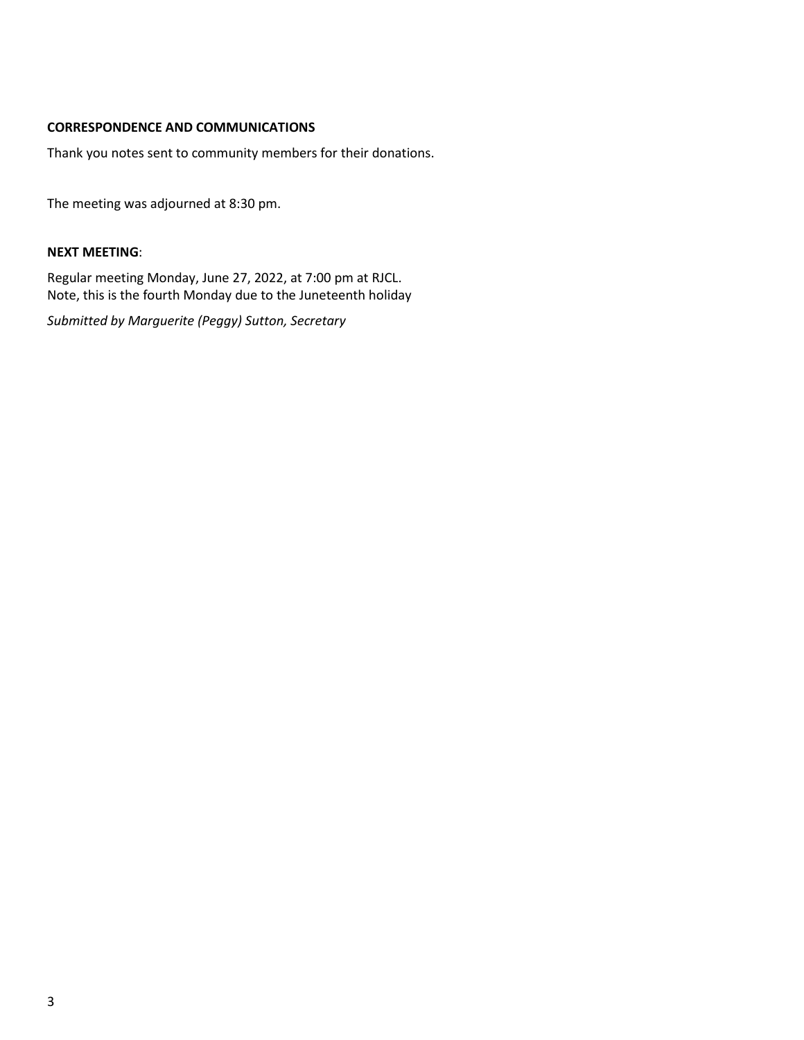**CORRESPONDENCE AND COMMUNICATIONS**

Thank you notes sent to community members for their donations.

The meeting was adjourned at 8:30 pm.

**NEXT MEETING**:

Regular meeting Monday, June 27, 2022, at 7:00 pm at RJCL.
Note, this is the fourth Monday due to the Juneteenth holiday

*Submitted by Marguerite (Peggy) Sutton, Secretary*